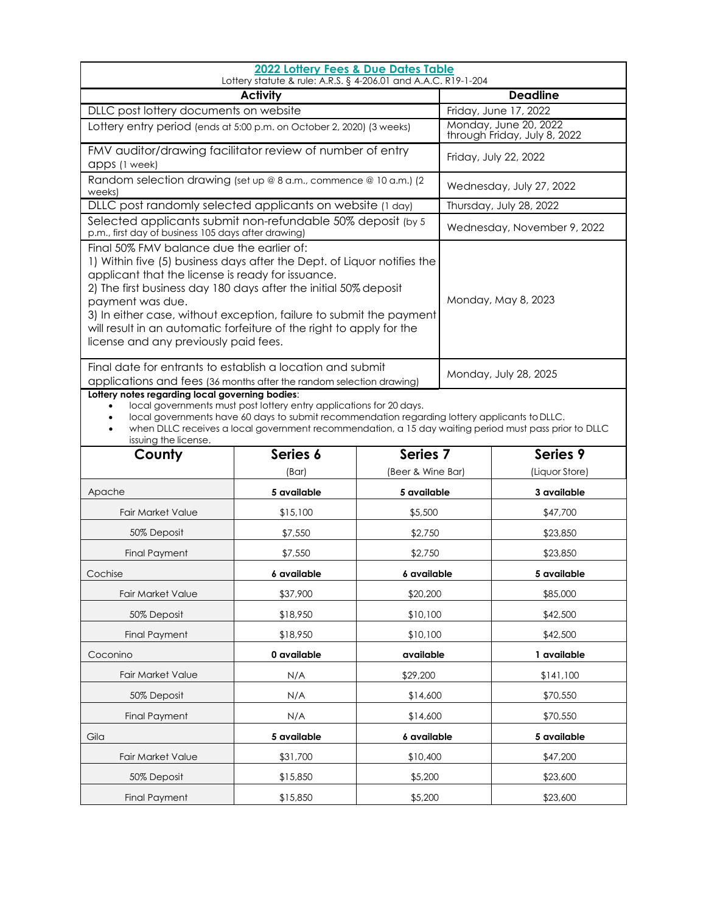## 2022 Lottery Fees & Due Dates Table

Lottery statute & rule: A.R.S. § 4-206.01 and A.A.C. R19-1-204

| Activity | Deadline |
|---|---|
| DLLC post lottery documents on website | Friday, June 17, 2022 |
| Lottery entry period (ends at 5:00 p.m. on October 2, 2020) (3 weeks) | Monday, June 20, 2022 through Friday, July 8, 2022 |
| FMV auditor/drawing facilitator review of number of entry apps (1 week) | Friday, July 22, 2022 |
| Random selection drawing (set up @ 8 a.m., commence @ 10 a.m.) (2 weeks) | Wednesday, July 27, 2022 |
| DLLC post randomly selected applicants on website (1 day) | Thursday, July 28, 2022 |
| Selected applicants submit non-refundable 50% deposit (by 5 p.m., first day of business 105 days after drawing) | Wednesday, November 9, 2022 |
| Final 50% FMV balance due the earlier of:<br>1) Within five (5) business days after the Dept. of Liquor notifies the applicant that the license is ready for issuance.<br>2) The first business day 180 days after the initial 50% deposit payment was due.<br>3) In either case, without exception, failure to submit the payment will result in an automatic forfeiture of the right to apply for the license and any previously paid fees. | Monday, May 8, 2023 |
| Final date for entrants to establish a location and submit applications and fees (36 months after the random selection drawing) | Monday, July 28, 2025 |

**Lottery notes regarding local governing bodies**:

- local governments must post lottery entry applications for 20 days.
- local governments have 60 days to submit recommendation regarding lottery applicants to DLLC.
- when DLLC receives a local government recommendation, a 15 day waiting period must pass prior to DLLC issuing the license.

| County | Series 6<br>(Bar) | Series 7<br>(Beer & Wine Bar) | Series 9<br>(Liquor Store) |
|---|---|---|---|
| Apache | **5 available** | **5 available** | **3 available** |
| Fair Market Value | $15,100 | $5,500 | $47,700 |
| 50% Deposit | $7,550 | $2,750 | $23,850 |
| Final Payment | $7,550 | $2,750 | $23,850 |
| Cochise | **6 available** | **6 available** | **5 available** |
| Fair Market Value | $37,900 | $20,200 | $85,000 |
| 50% Deposit | $18,950 | $10,100 | $42,500 |
| Final Payment | $18,950 | $10,100 | $42,500 |
| Coconino | **0 available** | **available** | **1 available** |
| Fair Market Value | N/A | $29,200 | $141,100 |
| 50% Deposit | N/A | $14,600 | $70,550 |
| Final Payment | N/A | $14,600 | $70,550 |
| Gila | **5 available** | **6 available** | **5 available** |
| Fair Market Value | $31,700 | $10,400 | $47,200 |
| 50% Deposit | $15,850 | $5,200 | $23,600 |
| Final Payment | $15,850 | $5,200 | $23,600 |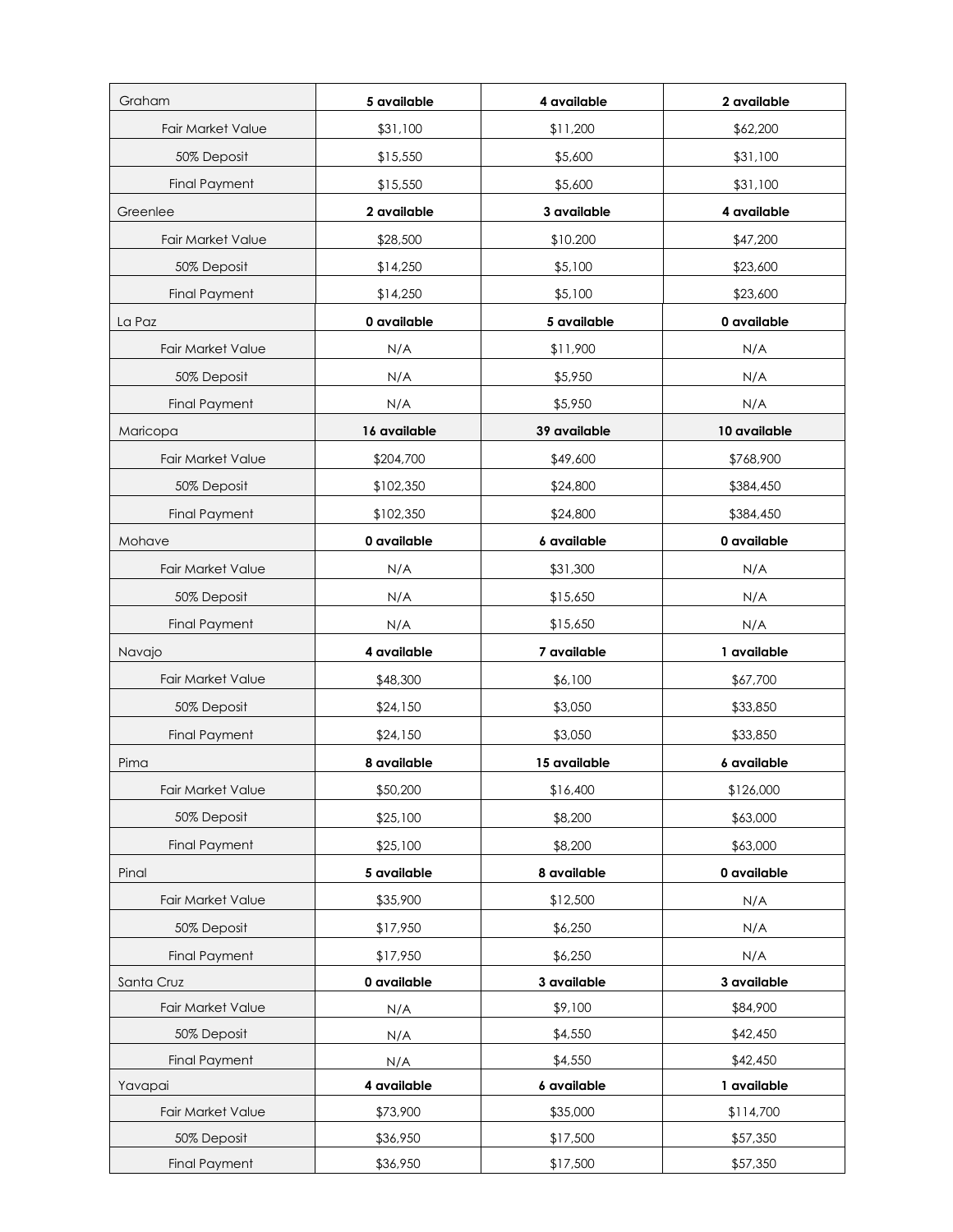| Graham | 5 available | 4 available | 2 available |
|---|---|---|---|
| Fair Market Value | $31,100 | $11,200 | $62,200 |
| 50% Deposit | $15,550 | $5,600 | $31,100 |
| Final Payment | $15,550 | $5,600 | $31,100 |
| Greenlee | **2 available** | **3 available** | **4 available** |
| Fair Market Value | $28,500 | $10,200 | $47,200 |
| 50% Deposit | $14,250 | $5,100 | $23,600 |
| Final Payment | $14,250 | $5,100 | $23,600 |
| La Paz | **0 available** | **5 available** | **0 available** |
| Fair Market Value | N/A | $11,900 | N/A |
| 50% Deposit | N/A | $5,950 | N/A |
| Final Payment | N/A | $5,950 | N/A |
| Maricopa | **16 available** | **39 available** | **10 available** |
| Fair Market Value | $204,700 | $49,600 | $768,900 |
| 50% Deposit | $102,350 | $24,800 | $384,450 |
| Final Payment | $102,350 | $24,800 | $384,450 |
| Mohave | **0 available** | **6 available** | **0 available** |
| Fair Market Value | N/A | $31,300 | N/A |
| 50% Deposit | N/A | $15,650 | N/A |
| Final Payment | N/A | $15,650 | N/A |
| Navajo | **4 available** | **7 available** | **1 available** |
| Fair Market Value | $48,300 | $6,100 | $67,700 |
| 50% Deposit | $24,150 | $3,050 | $33,850 |
| Final Payment | $24,150 | $3,050 | $33,850 |
| Pima | **8 available** | **15 available** | **6 available** |
| Fair Market Value | $50,200 | $16,400 | $126,000 |
| 50% Deposit | $25,100 | $8,200 | $63,000 |
| Final Payment | $25,100 | $8,200 | $63,000 |
| Pinal | **5 available** | **8 available** | **0 available** |
| Fair Market Value | $35,900 | $12,500 | N/A |
| 50% Deposit | $17,950 | $6,250 | N/A |
| Final Payment | $17,950 | $6,250 | N/A |
| Santa Cruz | **0 available** | **3 available** | **3 available** |
| Fair Market Value | N/A | $9,100 | $84,900 |
| 50% Deposit | N/A | $4,550 | $42,450 |
| Final Payment | N/A | $4,550 | $42,450 |
| Yavapai | **4 available** | **6 available** | **1 available** |
| Fair Market Value | $73,900 | $35,000 | $114,700 |
| 50% Deposit | $36,950 | $17,500 | $57,350 |
| Final Payment | $36,950 | $17,500 | $57,350 |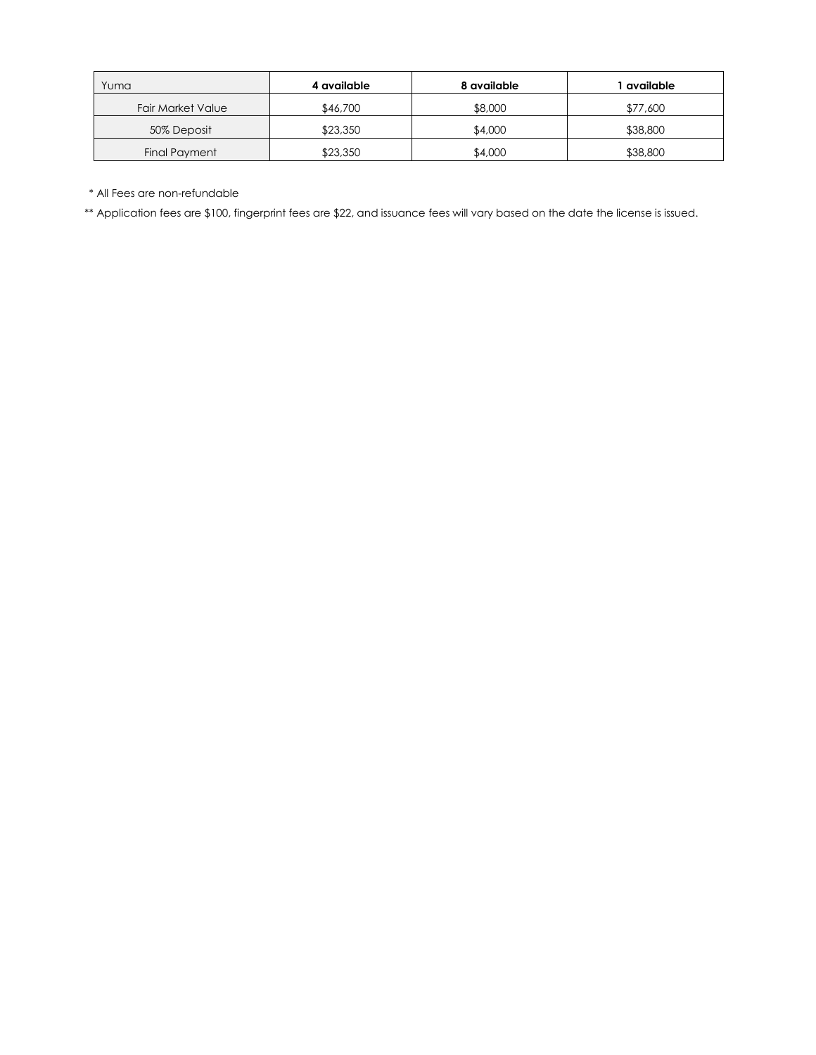| Yuma | 4 available | 8 available | 1 available |
| --- | --- | --- | --- |
| Fair Market Value | $46,700 | $8,000 | $77,600 |
| 50% Deposit | $23,350 | $4,000 | $38,800 |
| Final Payment | $23,350 | $4,000 | $38,800 |

\* All Fees are non-refundable

\*\* Application fees are $100, fingerprint fees are $22, and issuance fees will vary based on the date the license is issued.